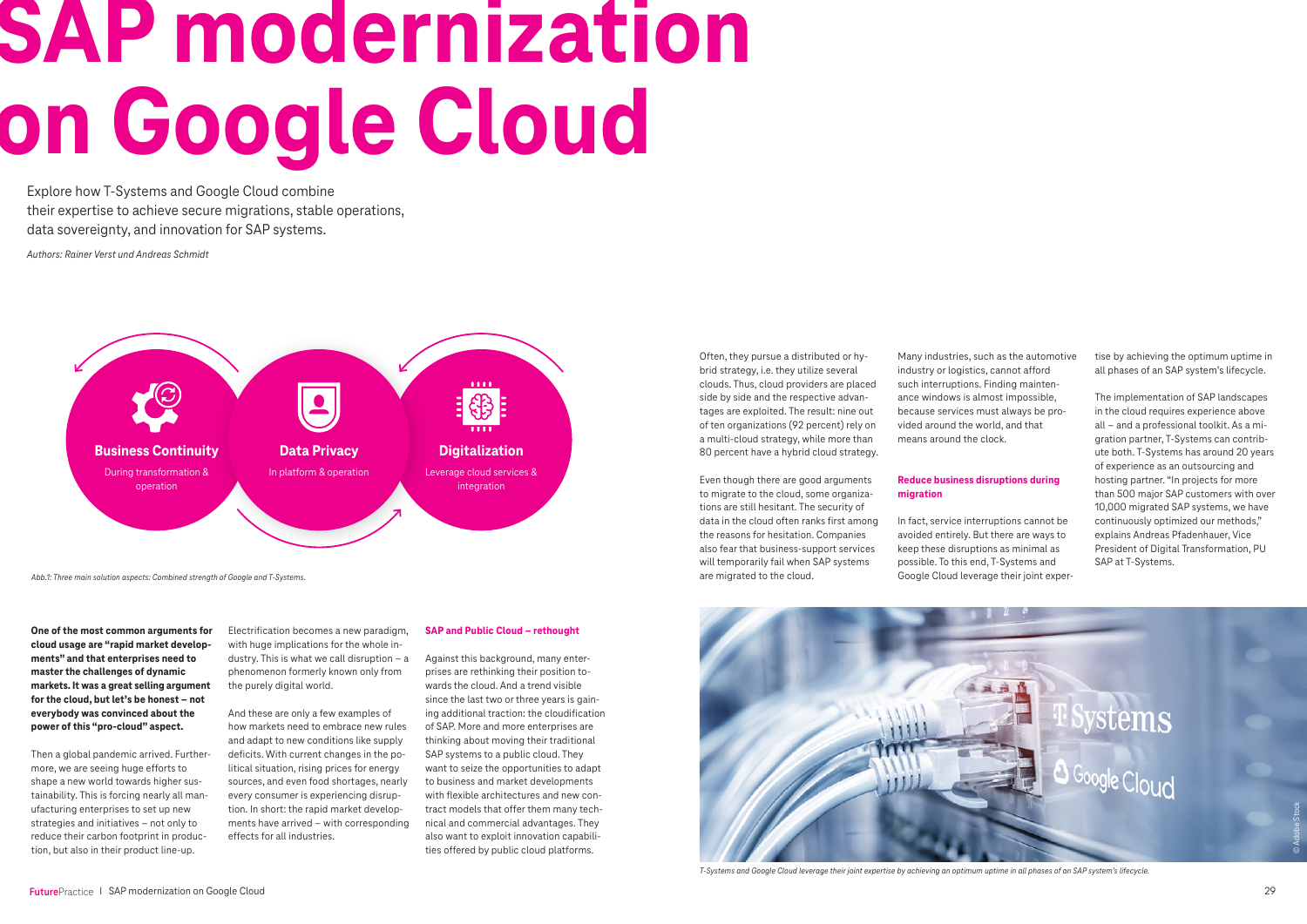# SAP modernization on Google Cloud

Explore how T-Systems and Google Cloud combine their expertise to achieve secure migrations, stable operations, data sovereignty, and innovation for SAP systems.

*Authors: Rainer Verst und Andreas Schmidt*

**Business Continuity**
During transformation & operation

**Data Privacy**
In platform & operation

**Digitalization**
Leverage cloud services & integration

*Abb.1: Three main solution aspects: Combined strength of Google and T-Systems.*

**One of the most common arguments for cloud usage are "rapid market developments" and that enterprises need to master the challenges of dynamic markets. It was a great selling argument for the cloud, but let's be honest – not everybody was convinced about the power of this "pro-cloud" aspect.**

Then a global pandemic arrived. Furthermore, we are seeing huge efforts to shape a new world towards higher sustainability. This is forcing nearly all manufacturing enterprises to set up new strategies and initiatives – not only to reduce their carbon footprint in production, but also in their product line-up.

Electrification becomes a new paradigm, with huge implications for the whole industry. This is what we call disruption – a phenomenon formerly known only from the purely digital world.

And these are only a few examples of how markets need to embrace new rules and adapt to new conditions like supply deficits. With current changes in the political situation, rising prices for energy sources, and even food shortages, nearly every consumer is experiencing disruption. In short: the rapid market developments have arrived – with corresponding effects for all industries.

## SAP and Public Cloud – rethought

Against this background, many enterprises are rethinking their position towards the cloud. And a trend visible since the last two or three years is gaining additional traction: the cloudification of SAP. More and more enterprises are thinking about moving their traditional SAP systems to a public cloud. They want to seize the opportunities to adapt to business and market developments with flexible architectures and new contract models that offer them many technical and commercial advantages. They also want to exploit innovation capabilities offered by public cloud platforms.

Often, they pursue a distributed or hybrid strategy, i.e. they utilize several clouds. Thus, cloud providers are placed side by side and the respective advantages are exploited. The result: nine out of ten organizations (92 percent) rely on a multi-cloud strategy, while more than 80 percent have a hybrid cloud strategy.

Even though there are good arguments to migrate to the cloud, some organizations are still hesitant. The security of data in the cloud often ranks first among the reasons for hesitation. Companies also fear that business-support services will temporarily fail when SAP systems are migrated to the cloud.

Many industries, such as the automotive industry or logistics, cannot afford such interruptions. Finding maintenance windows is almost impossible, because services must always be provided around the world, and that means around the clock.

## Reduce business disruptions during migration

In fact, service interruptions cannot be avoided entirely. But there are ways to keep these disruptions as minimal as possible. To this end, T-Systems and Google Cloud leverage their joint expertise by achieving the optimum uptime in all phases of an SAP system's lifecycle.

The implementation of SAP landscapes in the cloud requires experience above all – and a professional toolkit. As a migration partner, T-Systems can contribute both. T-Systems has around 20 years of experience as an outsourcing and hosting partner. "In projects for more than 500 major SAP customers with over 10,000 migrated SAP systems, we have continuously optimized our methods," explains Andreas Pfadenhauer, Vice President of Digital Transformation, PU SAP at T-Systems.

*T-Systems and Google Cloud leverage their joint expertise by achieving an optimum uptime in all phases of an SAP system's lifecycle.*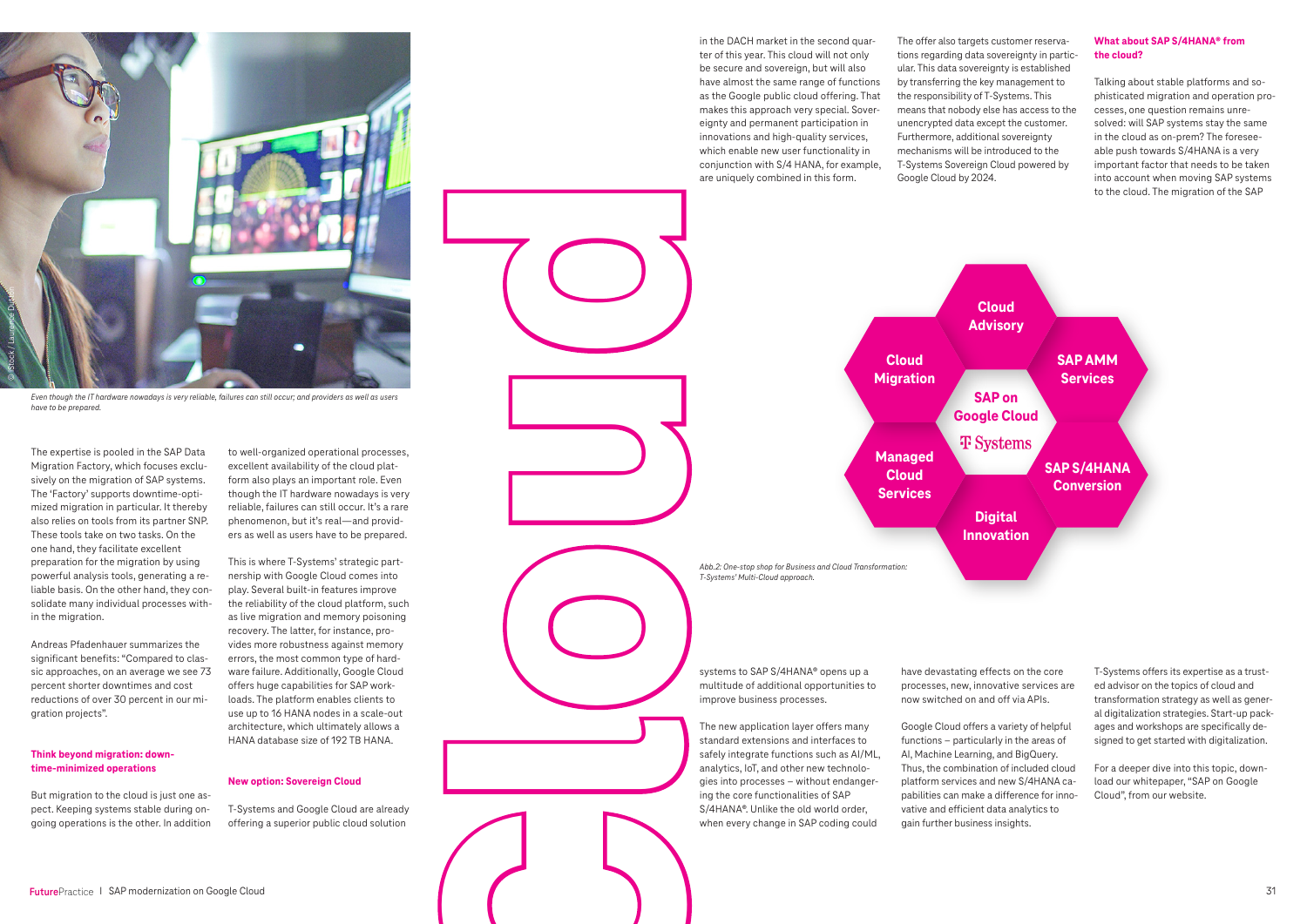Even though the IT hardware nowadays is very reliable, failures can still occur; and providers as well as users have to be prepared.

The expertise is pooled in the SAP Data Migration Factory, which focuses exclusively on the migration of SAP systems. The 'Factory' supports downtime-optimized migration in particular. It thereby also relies on tools from its partner SNP. These tools take on two tasks. On the one hand, they facilitate excellent preparation for the migration by using powerful analysis tools, generating a reliable basis. On the other hand, they consolidate many individual processes within the migration.

Andreas Pfadenhauer summarizes the significant benefits: "Compared to classic approaches, on an average we see 73 percent shorter downtimes and cost reductions of over 30 percent in our migration projects".

### Think beyond migration: downtime-minimized operations

But migration to the cloud is just one aspect. Keeping systems stable during ongoing operations is the other. In addition to well-organized operational processes, excellent availability of the cloud platform also plays an important role. Even though the IT hardware nowadays is very reliable, failures can still occur. It's a rare phenomenon, but it's real—and providers as well as users have to be prepared.

This is where T-Systems' strategic partnership with Google Cloud comes into play. Several built-in features improve the reliability of the cloud platform, such as live migration and memory poisoning recovery. The latter, for instance, provides more robustness against memory errors, the most common type of hardware failure. Additionally, Google Cloud offers huge capabilities for SAP workloads. The platform enables clients to use up to 16 HANA nodes in a scale-out architecture, which ultimately allows a HANA database size of 192 TB HANA.

### New option: Sovereign Cloud

T-Systems and Google Cloud are already offering a superior public cloud solution in the DACH market in the second quarter of this year. This cloud will not only be secure and sovereign, but will also have almost the same range of functions as the Google public cloud offering. That makes this approach very special. Sovereignty and permanent participation in innovations and high-quality services, which enable new user functionality in conjunction with S/4 HANA, for example, are uniquely combined in this form.

The offer also targets customer reservations regarding data sovereignty in particular. This data sovereignty is established by transferring the key management to the responsibility of T-Systems. This means that nobody else has access to the unencrypted data except the customer. Furthermore, additional sovereignty mechanisms will be introduced to the T-Systems Sovereign Cloud powered by Google Cloud by 2024.

### What about SAP S/4HANA® from the cloud?

Talking about stable platforms and sophisticated migration and operation processes, one question remains unresolved: will SAP systems stay the same in the cloud as on-prem? The foreseeable push towards S/4HANA is a very important factor that needs to be taken into account when moving SAP systems to the cloud. The migration of the SAP systems to SAP S/4HANA® opens up a multitude of additional opportunities to improve business processes.

The new application layer offers many standard extensions and interfaces to safely integrate functions such as AI/ML, analytics, IoT, and other new technologies into processes – without endangering the core functionalities of SAP S/4HANA®. Unlike the old world order, when every change in SAP coding could have devastating effects on the core processes, new, innovative services are now switched on and off via APIs.

Google Cloud offers a variety of helpful functions – particularly in the areas of AI, Machine Learning, and BigQuery. Thus, the combination of included cloud platform services and new S/4HANA capabilities can make a difference for innovative and efficient data analytics to gain further business insights.

T-Systems offers its expertise as a trusted advisor on the topics of cloud and transformation strategy as well as general digitalization strategies. Start-up packages and workshops are specifically designed to get started with digitalization.

For a deeper dive into this topic, download our whitepaper, "SAP on Google Cloud", from our website.

Cloud Advisory
SAP AMM Services
SAP S/4HANA Conversion
Digital Innovation
Managed Cloud Services
Cloud Migration
SAP on Google Cloud
T Systems

Abb.2: One-stop shop for Business and Cloud Transformation: T-Systems' Multi-Cloud approach.